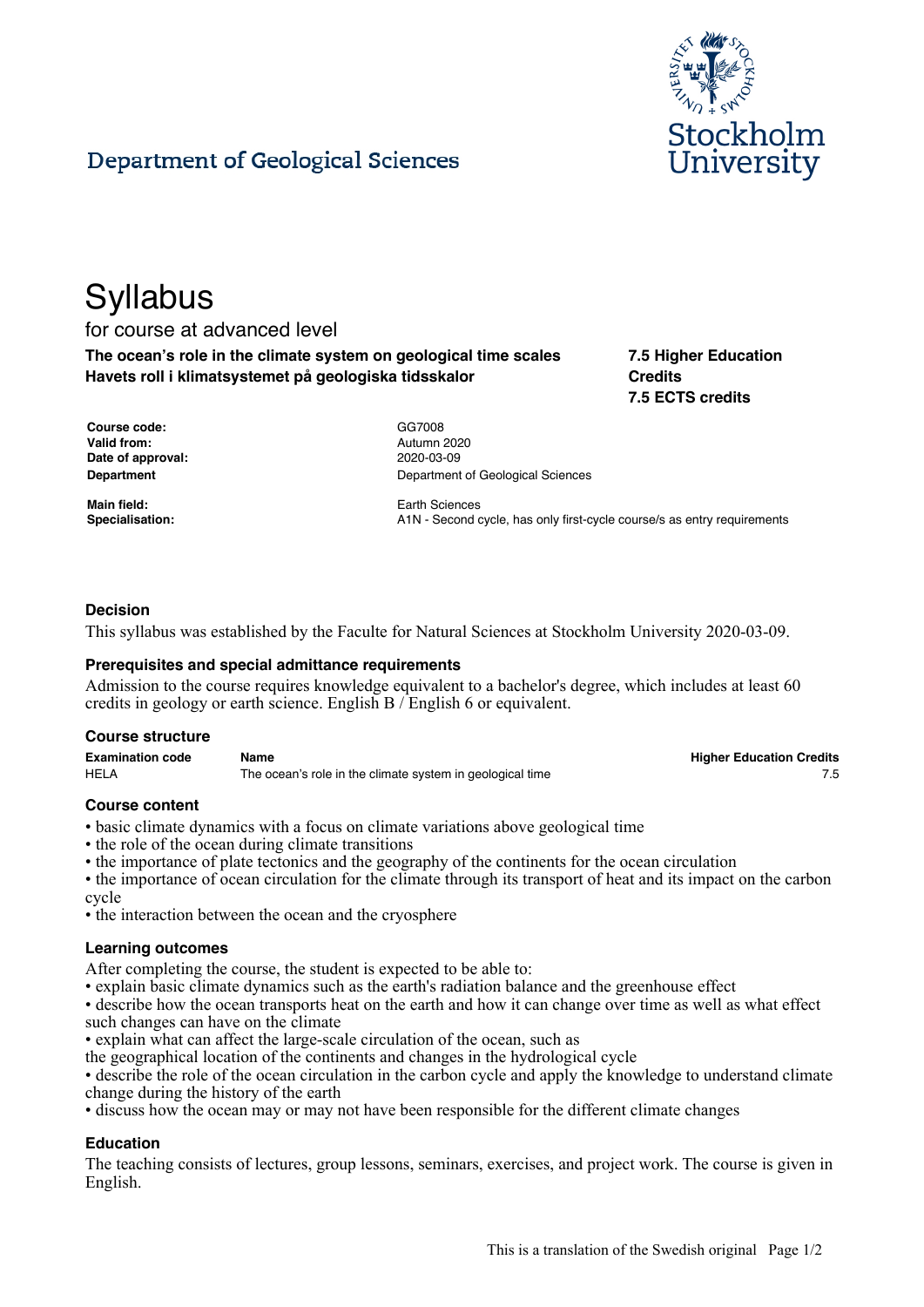## Department of Geological Sciences

# Syllabus

for course at advanced level

**The ocean's role in the climate system on geological time scales**
**Havets roll i klimatsystemet på geologiska tidsskalor**

**7.5 Higher Education Credits**
**7.5 ECTS credits**

| | |
|---|---|
| **Course code:** | GG7008 |
| **Valid from:** | Autumn 2020 |
| **Date of approval:** | 2020-03-09 |
| **Department** | Department of Geological Sciences |
| **Main field:** | Earth Sciences |
| **Specialisation:** | A1N - Second cycle, has only first-cycle course/s as entry requirements |

### Decision

This syllabus was established by the Faculte for Natural Sciences at Stockholm University 2020-03-09.

### Prerequisites and special admittance requirements

Admission to the course requires knowledge equivalent to a bachelor's degree, which includes at least 60 credits in geology or earth science. English B / English 6 or equivalent.

### Course structure

| Examination code | Name | Higher Education Credits |
|---|---|---|
| HELA | The ocean's role in the climate system in geological time | 7.5 |

### Course content

- basic climate dynamics with a focus on climate variations above geological time
- the role of the ocean during climate transitions
- the importance of plate tectonics and the geography of the continents for the ocean circulation
- the importance of ocean circulation for the climate through its transport of heat and its impact on the carbon cycle
- the interaction between the ocean and the cryosphere

### Learning outcomes

After completing the course, the student is expected to be able to:

- explain basic climate dynamics such as the earth's radiation balance and the greenhouse effect
- describe how the ocean transports heat on the earth and how it can change over time as well as what effect such changes can have on the climate
- explain what can affect the large-scale circulation of the ocean, such as the geographical location of the continents and changes in the hydrological cycle
- describe the role of the ocean circulation in the carbon cycle and apply the knowledge to understand climate change during the history of the earth
- discuss how the ocean may or may not have been responsible for the different climate changes

### Education

The teaching consists of lectures, group lessons, seminars, exercises, and project work. The course is given in English.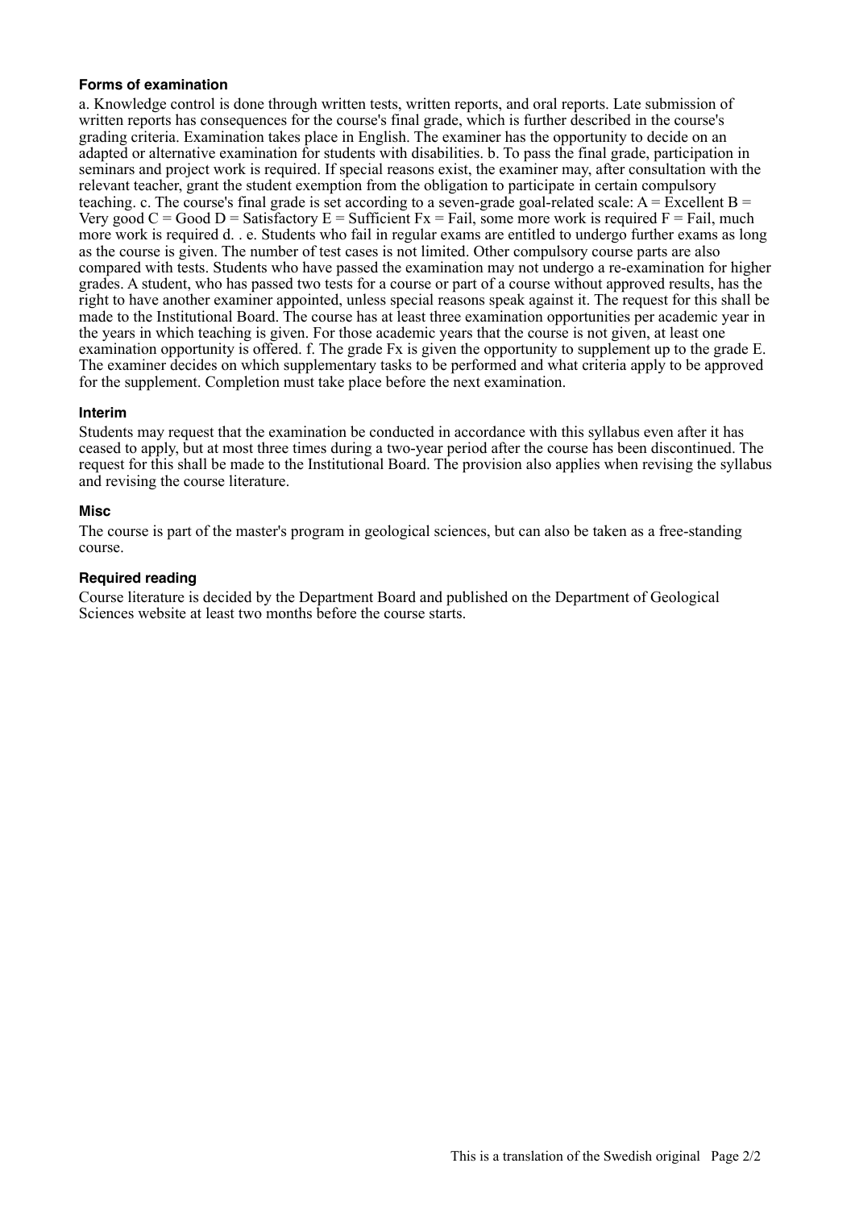### Forms of examination

a. Knowledge control is done through written tests, written reports, and oral reports. Late submission of written reports has consequences for the course's final grade, which is further described in the course's grading criteria. Examination takes place in English. The examiner has the opportunity to decide on an adapted or alternative examination for students with disabilities. b. To pass the final grade, participation in seminars and project work is required. If special reasons exist, the examiner may, after consultation with the relevant teacher, grant the student exemption from the obligation to participate in certain compulsory teaching. c. The course's final grade is set according to a seven-grade goal-related scale: A = Excellent B = Very good C = Good D = Satisfactory E = Sufficient Fx = Fail, some more work is required F = Fail, much more work is required d. . e. Students who fail in regular exams are entitled to undergo further exams as long as the course is given. The number of test cases is not limited. Other compulsory course parts are also compared with tests. Students who have passed the examination may not undergo a re-examination for higher grades. A student, who has passed two tests for a course or part of a course without approved results, has the right to have another examiner appointed, unless special reasons speak against it. The request for this shall be made to the Institutional Board. The course has at least three examination opportunities per academic year in the years in which teaching is given. For those academic years that the course is not given, at least one examination opportunity is offered. f. The grade Fx is given the opportunity to supplement up to the grade E. The examiner decides on which supplementary tasks to be performed and what criteria apply to be approved for the supplement. Completion must take place before the next examination.

### Interim

Students may request that the examination be conducted in accordance with this syllabus even after it has ceased to apply, but at most three times during a two-year period after the course has been discontinued. The request for this shall be made to the Institutional Board. The provision also applies when revising the syllabus and revising the course literature.

### Misc

The course is part of the master's program in geological sciences, but can also be taken as a free-standing course.

### Required reading

Course literature is decided by the Department Board and published on the Department of Geological Sciences website at least two months before the course starts.